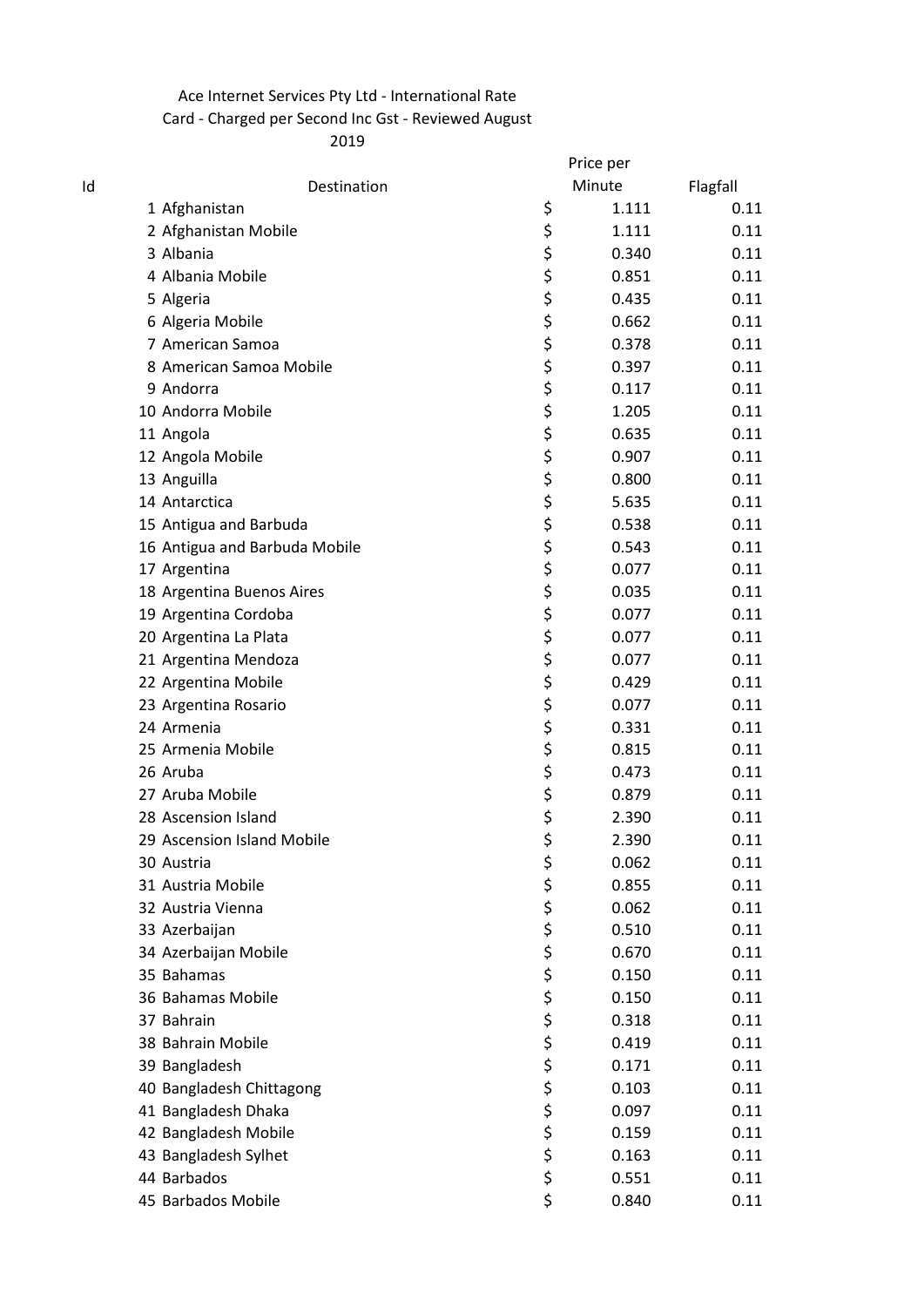Ace Internet Services Pty Ltd - International Rate Card - Charged per Second Inc Gst - Reviewed August 2019

| Id | Destination | | Price per Minute | Flagfall |
|---|---|---|---|---|
| 1 | Afghanistan | $ | 1.111 | 0.11 |
| 2 | Afghanistan Mobile | $ | 1.111 | 0.11 |
| 3 | Albania | $ | 0.340 | 0.11 |
| 4 | Albania Mobile | $ | 0.851 | 0.11 |
| 5 | Algeria | $ | 0.435 | 0.11 |
| 6 | Algeria Mobile | $ | 0.662 | 0.11 |
| 7 | American Samoa | $ | 0.378 | 0.11 |
| 8 | American Samoa Mobile | $ | 0.397 | 0.11 |
| 9 | Andorra | $ | 0.117 | 0.11 |
| 10 | Andorra Mobile | $ | 1.205 | 0.11 |
| 11 | Angola | $ | 0.635 | 0.11 |
| 12 | Angola Mobile | $ | 0.907 | 0.11 |
| 13 | Anguilla | $ | 0.800 | 0.11 |
| 14 | Antarctica | $ | 5.635 | 0.11 |
| 15 | Antigua and Barbuda | $ | 0.538 | 0.11 |
| 16 | Antigua and Barbuda Mobile | $ | 0.543 | 0.11 |
| 17 | Argentina | $ | 0.077 | 0.11 |
| 18 | Argentina Buenos Aires | $ | 0.035 | 0.11 |
| 19 | Argentina Cordoba | $ | 0.077 | 0.11 |
| 20 | Argentina La Plata | $ | 0.077 | 0.11 |
| 21 | Argentina Mendoza | $ | 0.077 | 0.11 |
| 22 | Argentina Mobile | $ | 0.429 | 0.11 |
| 23 | Argentina Rosario | $ | 0.077 | 0.11 |
| 24 | Armenia | $ | 0.331 | 0.11 |
| 25 | Armenia Mobile | $ | 0.815 | 0.11 |
| 26 | Aruba | $ | 0.473 | 0.11 |
| 27 | Aruba Mobile | $ | 0.879 | 0.11 |
| 28 | Ascension Island | $ | 2.390 | 0.11 |
| 29 | Ascension Island Mobile | $ | 2.390 | 0.11 |
| 30 | Austria | $ | 0.062 | 0.11 |
| 31 | Austria Mobile | $ | 0.855 | 0.11 |
| 32 | Austria Vienna | $ | 0.062 | 0.11 |
| 33 | Azerbaijan | $ | 0.510 | 0.11 |
| 34 | Azerbaijan Mobile | $ | 0.670 | 0.11 |
| 35 | Bahamas | $ | 0.150 | 0.11 |
| 36 | Bahamas Mobile | $ | 0.150 | 0.11 |
| 37 | Bahrain | $ | 0.318 | 0.11 |
| 38 | Bahrain Mobile | $ | 0.419 | 0.11 |
| 39 | Bangladesh | $ | 0.171 | 0.11 |
| 40 | Bangladesh Chittagong | $ | 0.103 | 0.11 |
| 41 | Bangladesh Dhaka | $ | 0.097 | 0.11 |
| 42 | Bangladesh Mobile | $ | 0.159 | 0.11 |
| 43 | Bangladesh Sylhet | $ | 0.163 | 0.11 |
| 44 | Barbados | $ | 0.551 | 0.11 |
| 45 | Barbados Mobile | $ | 0.840 | 0.11 |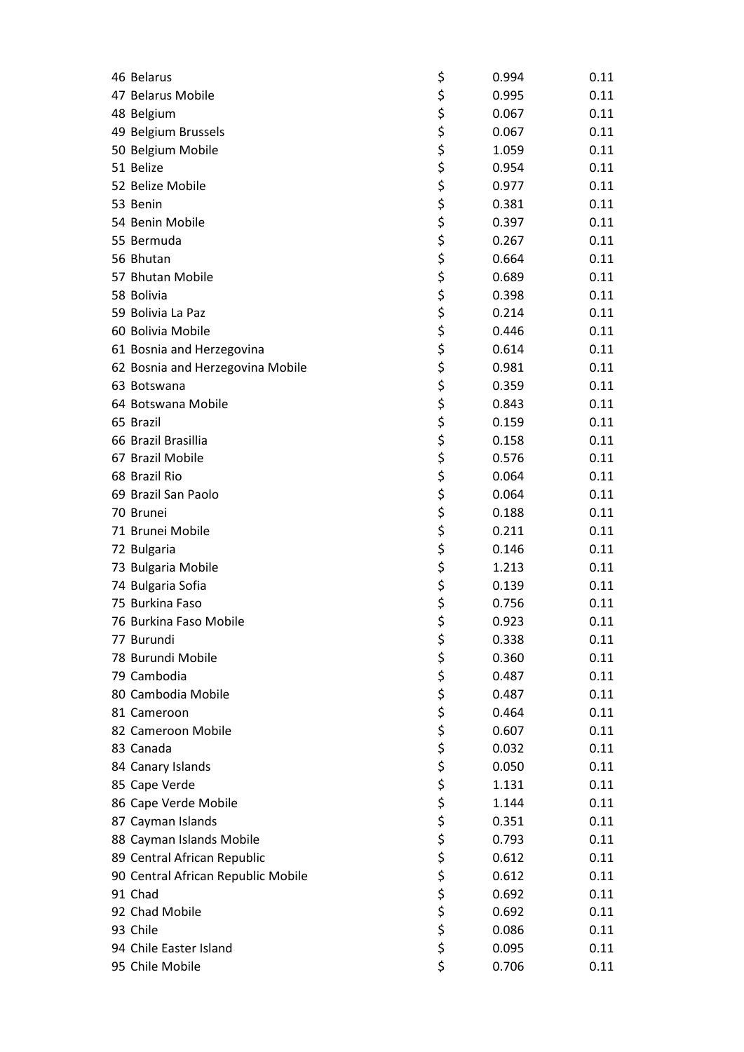| | | | | |
|---|---|---|---|---|
| 46 | Belarus | $ | 0.994 | 0.11 |
| 47 | Belarus Mobile | $ | 0.995 | 0.11 |
| 48 | Belgium | $ | 0.067 | 0.11 |
| 49 | Belgium Brussels | $ | 0.067 | 0.11 |
| 50 | Belgium Mobile | $ | 1.059 | 0.11 |
| 51 | Belize | $ | 0.954 | 0.11 |
| 52 | Belize Mobile | $ | 0.977 | 0.11 |
| 53 | Benin | $ | 0.381 | 0.11 |
| 54 | Benin Mobile | $ | 0.397 | 0.11 |
| 55 | Bermuda | $ | 0.267 | 0.11 |
| 56 | Bhutan | $ | 0.664 | 0.11 |
| 57 | Bhutan Mobile | $ | 0.689 | 0.11 |
| 58 | Bolivia | $ | 0.398 | 0.11 |
| 59 | Bolivia La Paz | $ | 0.214 | 0.11 |
| 60 | Bolivia Mobile | $ | 0.446 | 0.11 |
| 61 | Bosnia and Herzegovina | $ | 0.614 | 0.11 |
| 62 | Bosnia and Herzegovina Mobile | $ | 0.981 | 0.11 |
| 63 | Botswana | $ | 0.359 | 0.11 |
| 64 | Botswana Mobile | $ | 0.843 | 0.11 |
| 65 | Brazil | $ | 0.159 | 0.11 |
| 66 | Brazil Brasillia | $ | 0.158 | 0.11 |
| 67 | Brazil Mobile | $ | 0.576 | 0.11 |
| 68 | Brazil Rio | $ | 0.064 | 0.11 |
| 69 | Brazil San Paolo | $ | 0.064 | 0.11 |
| 70 | Brunei | $ | 0.188 | 0.11 |
| 71 | Brunei Mobile | $ | 0.211 | 0.11 |
| 72 | Bulgaria | $ | 0.146 | 0.11 |
| 73 | Bulgaria Mobile | $ | 1.213 | 0.11 |
| 74 | Bulgaria Sofia | $ | 0.139 | 0.11 |
| 75 | Burkina Faso | $ | 0.756 | 0.11 |
| 76 | Burkina Faso Mobile | $ | 0.923 | 0.11 |
| 77 | Burundi | $ | 0.338 | 0.11 |
| 78 | Burundi Mobile | $ | 0.360 | 0.11 |
| 79 | Cambodia | $ | 0.487 | 0.11 |
| 80 | Cambodia Mobile | $ | 0.487 | 0.11 |
| 81 | Cameroon | $ | 0.464 | 0.11 |
| 82 | Cameroon Mobile | $ | 0.607 | 0.11 |
| 83 | Canada | $ | 0.032 | 0.11 |
| 84 | Canary Islands | $ | 0.050 | 0.11 |
| 85 | Cape Verde | $ | 1.131 | 0.11 |
| 86 | Cape Verde Mobile | $ | 1.144 | 0.11 |
| 87 | Cayman Islands | $ | 0.351 | 0.11 |
| 88 | Cayman Islands Mobile | $ | 0.793 | 0.11 |
| 89 | Central African Republic | $ | 0.612 | 0.11 |
| 90 | Central African Republic Mobile | $ | 0.612 | 0.11 |
| 91 | Chad | $ | 0.692 | 0.11 |
| 92 | Chad Mobile | $ | 0.692 | 0.11 |
| 93 | Chile | $ | 0.086 | 0.11 |
| 94 | Chile Easter Island | $ | 0.095 | 0.11 |
| 95 | Chile Mobile | $ | 0.706 | 0.11 |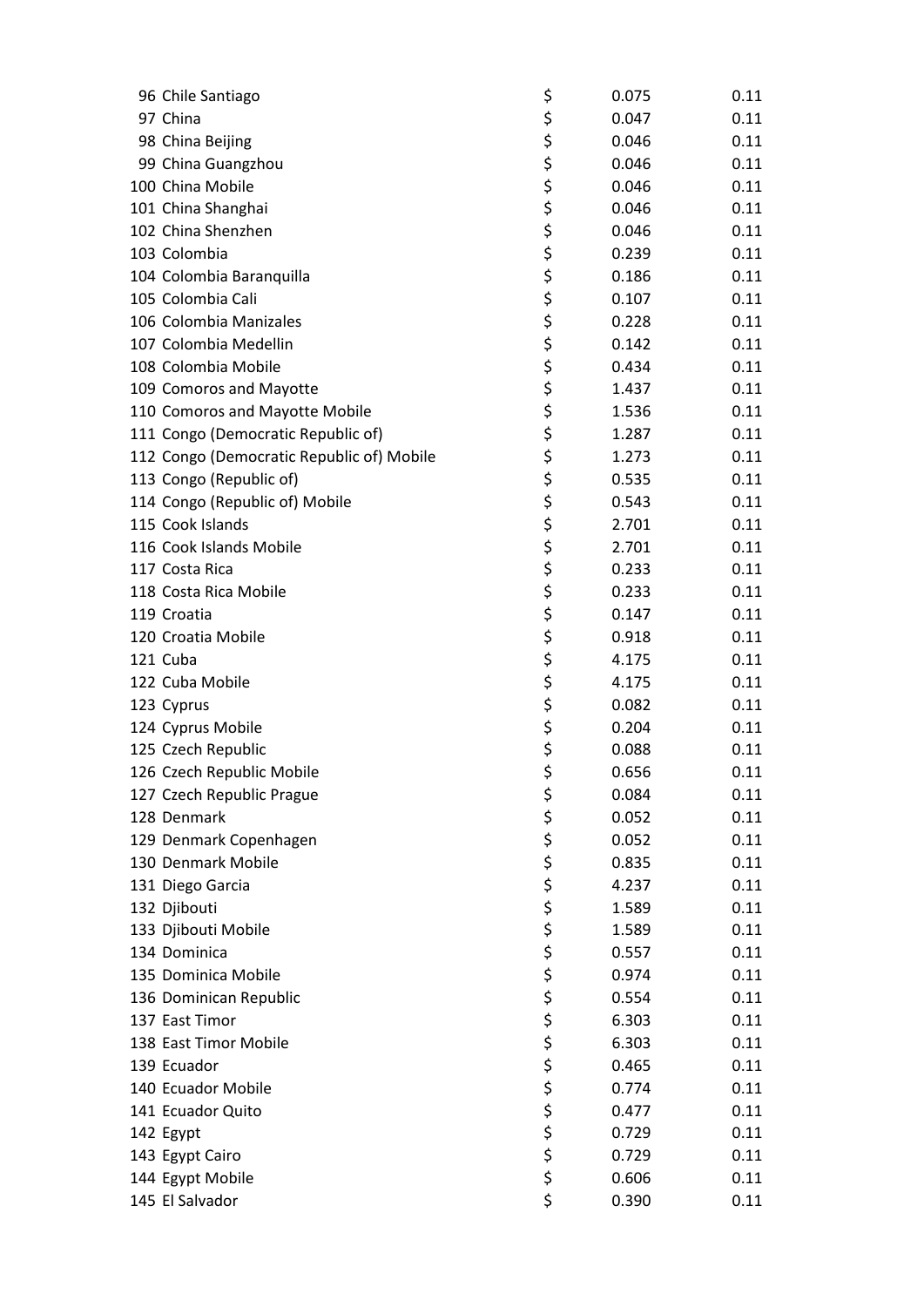| | | | | |
|---|---|---|---|---|
| 96 | Chile Santiago | $ | 0.075 | 0.11 |
| 97 | China | $ | 0.047 | 0.11 |
| 98 | China Beijing | $ | 0.046 | 0.11 |
| 99 | China Guangzhou | $ | 0.046 | 0.11 |
| 100 | China Mobile | $ | 0.046 | 0.11 |
| 101 | China Shanghai | $ | 0.046 | 0.11 |
| 102 | China Shenzhen | $ | 0.046 | 0.11 |
| 103 | Colombia | $ | 0.239 | 0.11 |
| 104 | Colombia Baranquilla | $ | 0.186 | 0.11 |
| 105 | Colombia Cali | $ | 0.107 | 0.11 |
| 106 | Colombia Manizales | $ | 0.228 | 0.11 |
| 107 | Colombia Medellin | $ | 0.142 | 0.11 |
| 108 | Colombia Mobile | $ | 0.434 | 0.11 |
| 109 | Comoros and Mayotte | $ | 1.437 | 0.11 |
| 110 | Comoros and Mayotte Mobile | $ | 1.536 | 0.11 |
| 111 | Congo (Democratic Republic of) | $ | 1.287 | 0.11 |
| 112 | Congo (Democratic Republic of) Mobile | $ | 1.273 | 0.11 |
| 113 | Congo (Republic of) | $ | 0.535 | 0.11 |
| 114 | Congo (Republic of) Mobile | $ | 0.543 | 0.11 |
| 115 | Cook Islands | $ | 2.701 | 0.11 |
| 116 | Cook Islands Mobile | $ | 2.701 | 0.11 |
| 117 | Costa Rica | $ | 0.233 | 0.11 |
| 118 | Costa Rica Mobile | $ | 0.233 | 0.11 |
| 119 | Croatia | $ | 0.147 | 0.11 |
| 120 | Croatia Mobile | $ | 0.918 | 0.11 |
| 121 | Cuba | $ | 4.175 | 0.11 |
| 122 | Cuba Mobile | $ | 4.175 | 0.11 |
| 123 | Cyprus | $ | 0.082 | 0.11 |
| 124 | Cyprus Mobile | $ | 0.204 | 0.11 |
| 125 | Czech Republic | $ | 0.088 | 0.11 |
| 126 | Czech Republic Mobile | $ | 0.656 | 0.11 |
| 127 | Czech Republic Prague | $ | 0.084 | 0.11 |
| 128 | Denmark | $ | 0.052 | 0.11 |
| 129 | Denmark Copenhagen | $ | 0.052 | 0.11 |
| 130 | Denmark Mobile | $ | 0.835 | 0.11 |
| 131 | Diego Garcia | $ | 4.237 | 0.11 |
| 132 | Djibouti | $ | 1.589 | 0.11 |
| 133 | Djibouti Mobile | $ | 1.589 | 0.11 |
| 134 | Dominica | $ | 0.557 | 0.11 |
| 135 | Dominica Mobile | $ | 0.974 | 0.11 |
| 136 | Dominican Republic | $ | 0.554 | 0.11 |
| 137 | East Timor | $ | 6.303 | 0.11 |
| 138 | East Timor Mobile | $ | 6.303 | 0.11 |
| 139 | Ecuador | $ | 0.465 | 0.11 |
| 140 | Ecuador Mobile | $ | 0.774 | 0.11 |
| 141 | Ecuador Quito | $ | 0.477 | 0.11 |
| 142 | Egypt | $ | 0.729 | 0.11 |
| 143 | Egypt Cairo | $ | 0.729 | 0.11 |
| 144 | Egypt Mobile | $ | 0.606 | 0.11 |
| 145 | El Salvador | $ | 0.390 | 0.11 |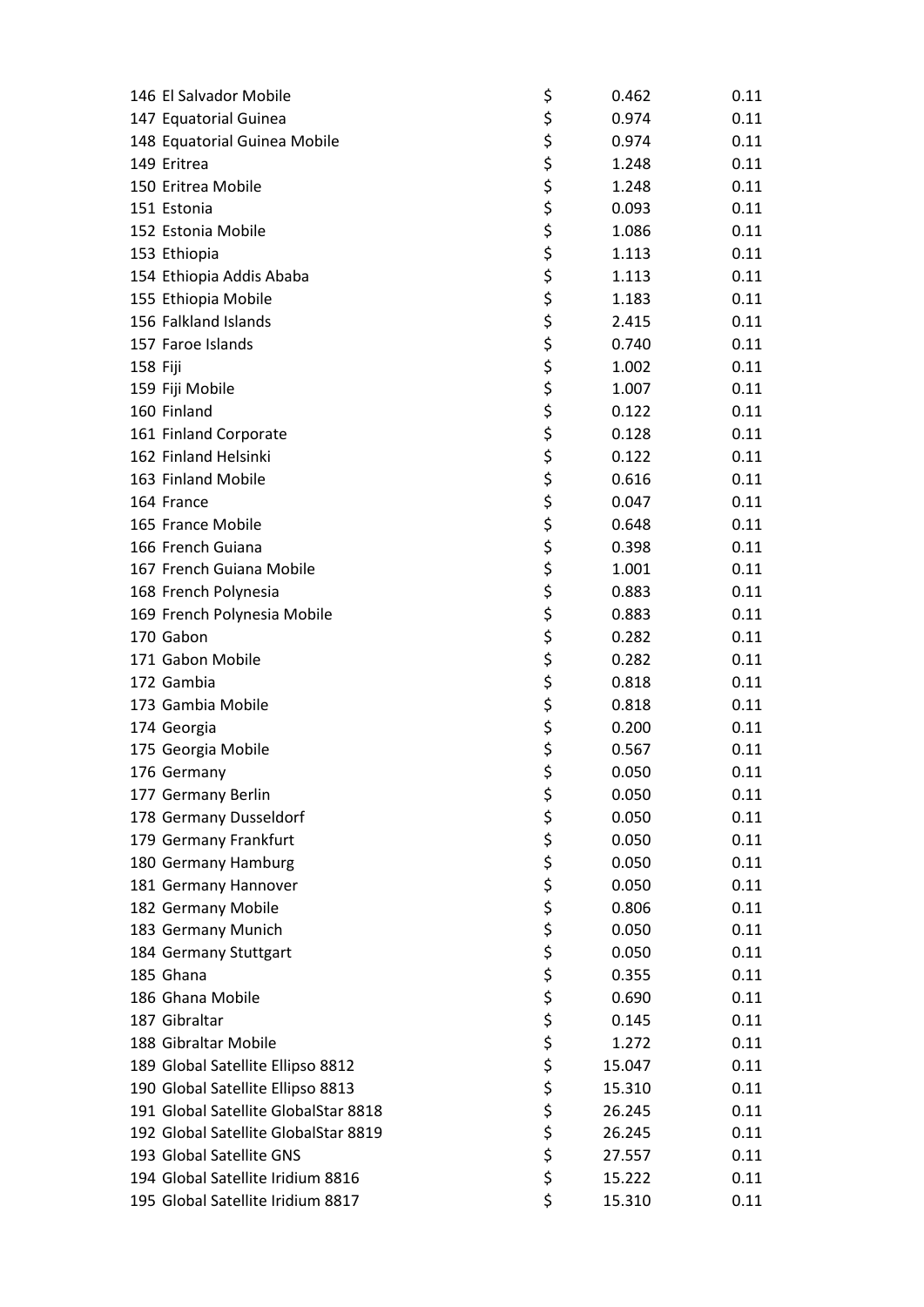| | | | | |
|---|---|---|---|---|
| 146 | El Salvador Mobile | $ | 0.462 | 0.11 |
| 147 | Equatorial Guinea | $ | 0.974 | 0.11 |
| 148 | Equatorial Guinea Mobile | $ | 0.974 | 0.11 |
| 149 | Eritrea | $ | 1.248 | 0.11 |
| 150 | Eritrea Mobile | $ | 1.248 | 0.11 |
| 151 | Estonia | $ | 0.093 | 0.11 |
| 152 | Estonia Mobile | $ | 1.086 | 0.11 |
| 153 | Ethiopia | $ | 1.113 | 0.11 |
| 154 | Ethiopia Addis Ababa | $ | 1.113 | 0.11 |
| 155 | Ethiopia Mobile | $ | 1.183 | 0.11 |
| 156 | Falkland Islands | $ | 2.415 | 0.11 |
| 157 | Faroe Islands | $ | 0.740 | 0.11 |
| 158 | Fiji | $ | 1.002 | 0.11 |
| 159 | Fiji Mobile | $ | 1.007 | 0.11 |
| 160 | Finland | $ | 0.122 | 0.11 |
| 161 | Finland Corporate | $ | 0.128 | 0.11 |
| 162 | Finland Helsinki | $ | 0.122 | 0.11 |
| 163 | Finland Mobile | $ | 0.616 | 0.11 |
| 164 | France | $ | 0.047 | 0.11 |
| 165 | France Mobile | $ | 0.648 | 0.11 |
| 166 | French Guiana | $ | 0.398 | 0.11 |
| 167 | French Guiana Mobile | $ | 1.001 | 0.11 |
| 168 | French Polynesia | $ | 0.883 | 0.11 |
| 169 | French Polynesia Mobile | $ | 0.883 | 0.11 |
| 170 | Gabon | $ | 0.282 | 0.11 |
| 171 | Gabon Mobile | $ | 0.282 | 0.11 |
| 172 | Gambia | $ | 0.818 | 0.11 |
| 173 | Gambia Mobile | $ | 0.818 | 0.11 |
| 174 | Georgia | $ | 0.200 | 0.11 |
| 175 | Georgia Mobile | $ | 0.567 | 0.11 |
| 176 | Germany | $ | 0.050 | 0.11 |
| 177 | Germany Berlin | $ | 0.050 | 0.11 |
| 178 | Germany Dusseldorf | $ | 0.050 | 0.11 |
| 179 | Germany Frankfurt | $ | 0.050 | 0.11 |
| 180 | Germany Hamburg | $ | 0.050 | 0.11 |
| 181 | Germany Hannover | $ | 0.050 | 0.11 |
| 182 | Germany Mobile | $ | 0.806 | 0.11 |
| 183 | Germany Munich | $ | 0.050 | 0.11 |
| 184 | Germany Stuttgart | $ | 0.050 | 0.11 |
| 185 | Ghana | $ | 0.355 | 0.11 |
| 186 | Ghana Mobile | $ | 0.690 | 0.11 |
| 187 | Gibraltar | $ | 0.145 | 0.11 |
| 188 | Gibraltar Mobile | $ | 1.272 | 0.11 |
| 189 | Global Satellite Ellipso 8812 | $ | 15.047 | 0.11 |
| 190 | Global Satellite Ellipso 8813 | $ | 15.310 | 0.11 |
| 191 | Global Satellite GlobalStar 8818 | $ | 26.245 | 0.11 |
| 192 | Global Satellite GlobalStar 8819 | $ | 26.245 | 0.11 |
| 193 | Global Satellite GNS | $ | 27.557 | 0.11 |
| 194 | Global Satellite Iridium 8816 | $ | 15.222 | 0.11 |
| 195 | Global Satellite Iridium 8817 | $ | 15.310 | 0.11 |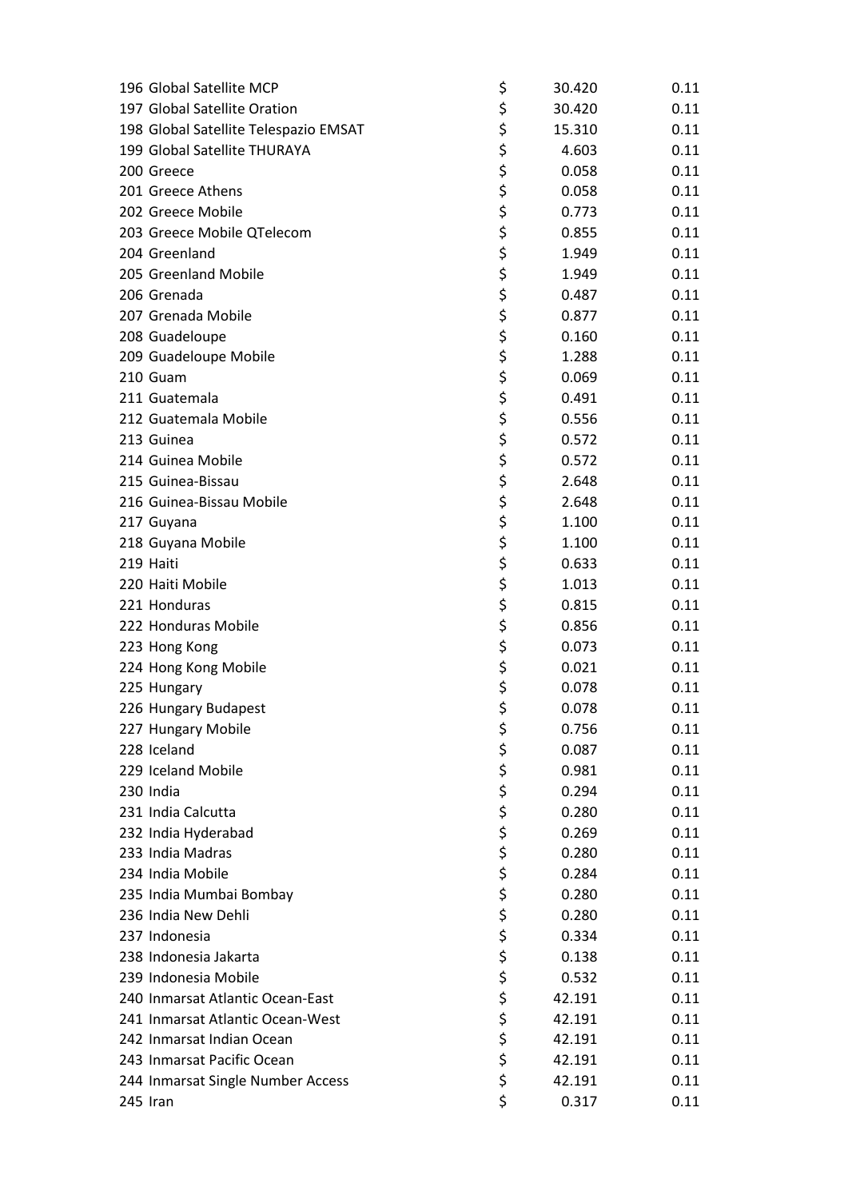| | | | | |
|---|---|---|---|---|
| 196 | Global Satellite MCP | $ | 30.420 | 0.11 |
| 197 | Global Satellite Oration | $ | 30.420 | 0.11 |
| 198 | Global Satellite Telespazio EMSAT | $ | 15.310 | 0.11 |
| 199 | Global Satellite THURAYA | $ | 4.603 | 0.11 |
| 200 | Greece | $ | 0.058 | 0.11 |
| 201 | Greece Athens | $ | 0.058 | 0.11 |
| 202 | Greece Mobile | $ | 0.773 | 0.11 |
| 203 | Greece Mobile QTelecom | $ | 0.855 | 0.11 |
| 204 | Greenland | $ | 1.949 | 0.11 |
| 205 | Greenland Mobile | $ | 1.949 | 0.11 |
| 206 | Grenada | $ | 0.487 | 0.11 |
| 207 | Grenada Mobile | $ | 0.877 | 0.11 |
| 208 | Guadeloupe | $ | 0.160 | 0.11 |
| 209 | Guadeloupe Mobile | $ | 1.288 | 0.11 |
| 210 | Guam | $ | 0.069 | 0.11 |
| 211 | Guatemala | $ | 0.491 | 0.11 |
| 212 | Guatemala Mobile | $ | 0.556 | 0.11 |
| 213 | Guinea | $ | 0.572 | 0.11 |
| 214 | Guinea Mobile | $ | 0.572 | 0.11 |
| 215 | Guinea-Bissau | $ | 2.648 | 0.11 |
| 216 | Guinea-Bissau Mobile | $ | 2.648 | 0.11 |
| 217 | Guyana | $ | 1.100 | 0.11 |
| 218 | Guyana Mobile | $ | 1.100 | 0.11 |
| 219 | Haiti | $ | 0.633 | 0.11 |
| 220 | Haiti Mobile | $ | 1.013 | 0.11 |
| 221 | Honduras | $ | 0.815 | 0.11 |
| 222 | Honduras Mobile | $ | 0.856 | 0.11 |
| 223 | Hong Kong | $ | 0.073 | 0.11 |
| 224 | Hong Kong Mobile | $ | 0.021 | 0.11 |
| 225 | Hungary | $ | 0.078 | 0.11 |
| 226 | Hungary Budapest | $ | 0.078 | 0.11 |
| 227 | Hungary Mobile | $ | 0.756 | 0.11 |
| 228 | Iceland | $ | 0.087 | 0.11 |
| 229 | Iceland Mobile | $ | 0.981 | 0.11 |
| 230 | India | $ | 0.294 | 0.11 |
| 231 | India Calcutta | $ | 0.280 | 0.11 |
| 232 | India Hyderabad | $ | 0.269 | 0.11 |
| 233 | India Madras | $ | 0.280 | 0.11 |
| 234 | India Mobile | $ | 0.284 | 0.11 |
| 235 | India Mumbai Bombay | $ | 0.280 | 0.11 |
| 236 | India New Dehli | $ | 0.280 | 0.11 |
| 237 | Indonesia | $ | 0.334 | 0.11 |
| 238 | Indonesia Jakarta | $ | 0.138 | 0.11 |
| 239 | Indonesia Mobile | $ | 0.532 | 0.11 |
| 240 | Inmarsat Atlantic Ocean-East | $ | 42.191 | 0.11 |
| 241 | Inmarsat Atlantic Ocean-West | $ | 42.191 | 0.11 |
| 242 | Inmarsat Indian Ocean | $ | 42.191 | 0.11 |
| 243 | Inmarsat Pacific Ocean | $ | 42.191 | 0.11 |
| 244 | Inmarsat Single Number Access | $ | 42.191 | 0.11 |
| 245 | Iran | $ | 0.317 | 0.11 |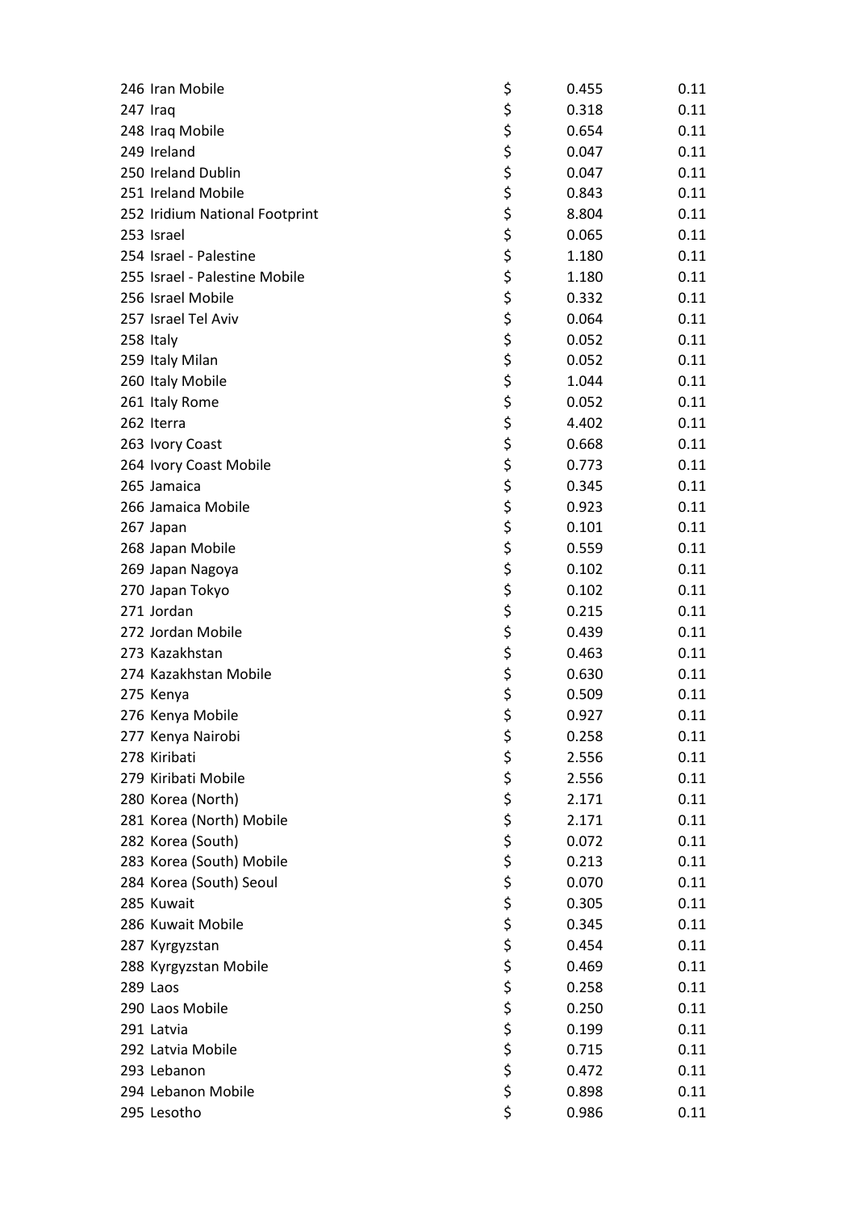| | | | | |
|---|---|---|---|---|
| 246 | Iran Mobile | $ | 0.455 | 0.11 |
| 247 | Iraq | $ | 0.318 | 0.11 |
| 248 | Iraq Mobile | $ | 0.654 | 0.11 |
| 249 | Ireland | $ | 0.047 | 0.11 |
| 250 | Ireland Dublin | $ | 0.047 | 0.11 |
| 251 | Ireland Mobile | $ | 0.843 | 0.11 |
| 252 | Iridium National Footprint | $ | 8.804 | 0.11 |
| 253 | Israel | $ | 0.065 | 0.11 |
| 254 | Israel - Palestine | $ | 1.180 | 0.11 |
| 255 | Israel - Palestine Mobile | $ | 1.180 | 0.11 |
| 256 | Israel Mobile | $ | 0.332 | 0.11 |
| 257 | Israel Tel Aviv | $ | 0.064 | 0.11 |
| 258 | Italy | $ | 0.052 | 0.11 |
| 259 | Italy Milan | $ | 0.052 | 0.11 |
| 260 | Italy Mobile | $ | 1.044 | 0.11 |
| 261 | Italy Rome | $ | 0.052 | 0.11 |
| 262 | Iterra | $ | 4.402 | 0.11 |
| 263 | Ivory Coast | $ | 0.668 | 0.11 |
| 264 | Ivory Coast Mobile | $ | 0.773 | 0.11 |
| 265 | Jamaica | $ | 0.345 | 0.11 |
| 266 | Jamaica Mobile | $ | 0.923 | 0.11 |
| 267 | Japan | $ | 0.101 | 0.11 |
| 268 | Japan Mobile | $ | 0.559 | 0.11 |
| 269 | Japan Nagoya | $ | 0.102 | 0.11 |
| 270 | Japan Tokyo | $ | 0.102 | 0.11 |
| 271 | Jordan | $ | 0.215 | 0.11 |
| 272 | Jordan Mobile | $ | 0.439 | 0.11 |
| 273 | Kazakhstan | $ | 0.463 | 0.11 |
| 274 | Kazakhstan Mobile | $ | 0.630 | 0.11 |
| 275 | Kenya | $ | 0.509 | 0.11 |
| 276 | Kenya Mobile | $ | 0.927 | 0.11 |
| 277 | Kenya Nairobi | $ | 0.258 | 0.11 |
| 278 | Kiribati | $ | 2.556 | 0.11 |
| 279 | Kiribati Mobile | $ | 2.556 | 0.11 |
| 280 | Korea (North) | $ | 2.171 | 0.11 |
| 281 | Korea (North) Mobile | $ | 2.171 | 0.11 |
| 282 | Korea (South) | $ | 0.072 | 0.11 |
| 283 | Korea (South) Mobile | $ | 0.213 | 0.11 |
| 284 | Korea (South) Seoul | $ | 0.070 | 0.11 |
| 285 | Kuwait | $ | 0.305 | 0.11 |
| 286 | Kuwait Mobile | $ | 0.345 | 0.11 |
| 287 | Kyrgyzstan | $ | 0.454 | 0.11 |
| 288 | Kyrgyzstan Mobile | $ | 0.469 | 0.11 |
| 289 | Laos | $ | 0.258 | 0.11 |
| 290 | Laos Mobile | $ | 0.250 | 0.11 |
| 291 | Latvia | $ | 0.199 | 0.11 |
| 292 | Latvia Mobile | $ | 0.715 | 0.11 |
| 293 | Lebanon | $ | 0.472 | 0.11 |
| 294 | Lebanon Mobile | $ | 0.898 | 0.11 |
| 295 | Lesotho | $ | 0.986 | 0.11 |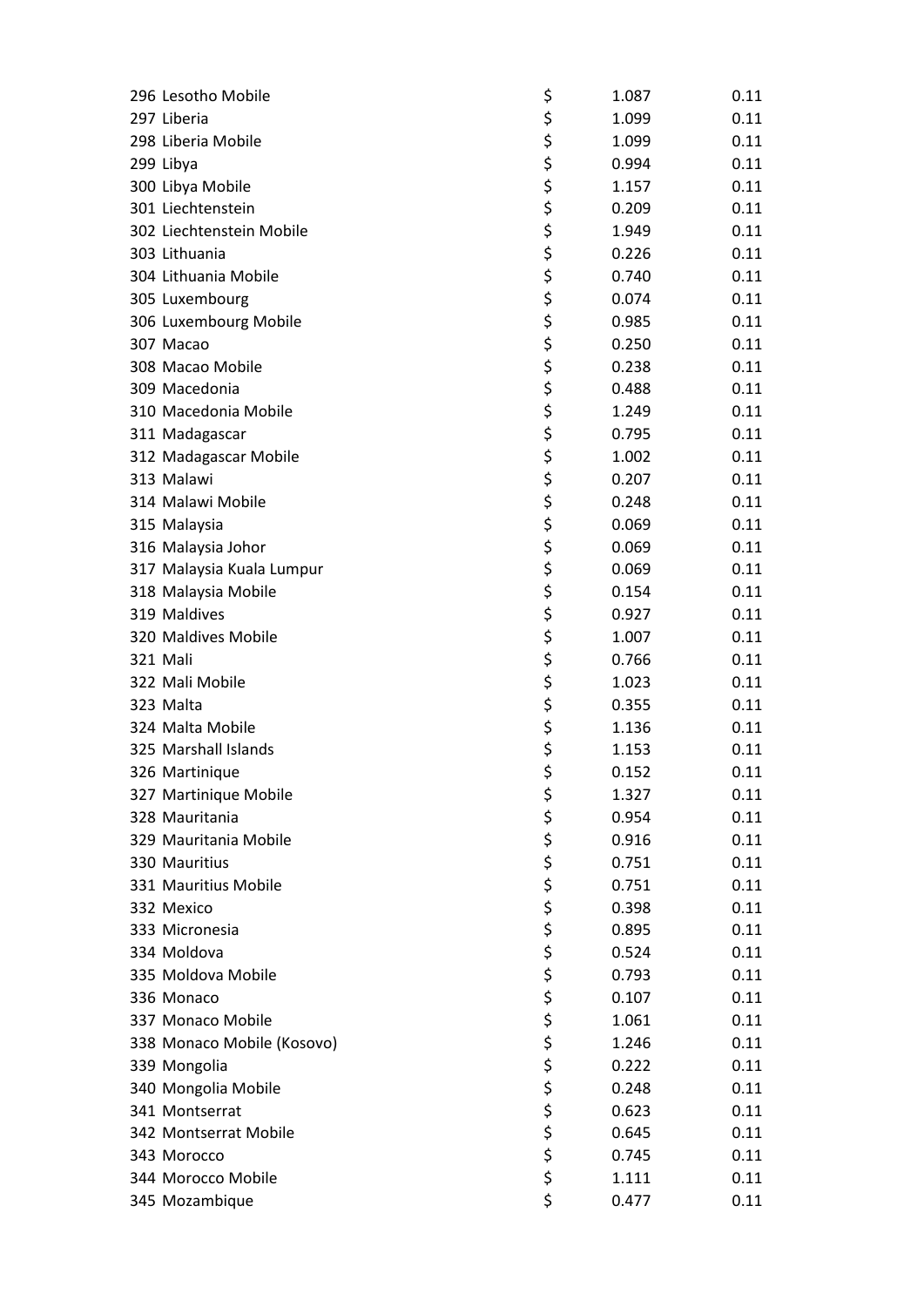| | | | | |
|---|---|---|---|---|
| 296 | Lesotho Mobile | $ | 1.087 | 0.11 |
| 297 | Liberia | $ | 1.099 | 0.11 |
| 298 | Liberia Mobile | $ | 1.099 | 0.11 |
| 299 | Libya | $ | 0.994 | 0.11 |
| 300 | Libya Mobile | $ | 1.157 | 0.11 |
| 301 | Liechtenstein | $ | 0.209 | 0.11 |
| 302 | Liechtenstein Mobile | $ | 1.949 | 0.11 |
| 303 | Lithuania | $ | 0.226 | 0.11 |
| 304 | Lithuania Mobile | $ | 0.740 | 0.11 |
| 305 | Luxembourg | $ | 0.074 | 0.11 |
| 306 | Luxembourg Mobile | $ | 0.985 | 0.11 |
| 307 | Macao | $ | 0.250 | 0.11 |
| 308 | Macao Mobile | $ | 0.238 | 0.11 |
| 309 | Macedonia | $ | 0.488 | 0.11 |
| 310 | Macedonia Mobile | $ | 1.249 | 0.11 |
| 311 | Madagascar | $ | 0.795 | 0.11 |
| 312 | Madagascar Mobile | $ | 1.002 | 0.11 |
| 313 | Malawi | $ | 0.207 | 0.11 |
| 314 | Malawi Mobile | $ | 0.248 | 0.11 |
| 315 | Malaysia | $ | 0.069 | 0.11 |
| 316 | Malaysia Johor | $ | 0.069 | 0.11 |
| 317 | Malaysia Kuala Lumpur | $ | 0.069 | 0.11 |
| 318 | Malaysia Mobile | $ | 0.154 | 0.11 |
| 319 | Maldives | $ | 0.927 | 0.11 |
| 320 | Maldives Mobile | $ | 1.007 | 0.11 |
| 321 | Mali | $ | 0.766 | 0.11 |
| 322 | Mali Mobile | $ | 1.023 | 0.11 |
| 323 | Malta | $ | 0.355 | 0.11 |
| 324 | Malta Mobile | $ | 1.136 | 0.11 |
| 325 | Marshall Islands | $ | 1.153 | 0.11 |
| 326 | Martinique | $ | 0.152 | 0.11 |
| 327 | Martinique Mobile | $ | 1.327 | 0.11 |
| 328 | Mauritania | $ | 0.954 | 0.11 |
| 329 | Mauritania Mobile | $ | 0.916 | 0.11 |
| 330 | Mauritius | $ | 0.751 | 0.11 |
| 331 | Mauritius Mobile | $ | 0.751 | 0.11 |
| 332 | Mexico | $ | 0.398 | 0.11 |
| 333 | Micronesia | $ | 0.895 | 0.11 |
| 334 | Moldova | $ | 0.524 | 0.11 |
| 335 | Moldova Mobile | $ | 0.793 | 0.11 |
| 336 | Monaco | $ | 0.107 | 0.11 |
| 337 | Monaco Mobile | $ | 1.061 | 0.11 |
| 338 | Monaco Mobile (Kosovo) | $ | 1.246 | 0.11 |
| 339 | Mongolia | $ | 0.222 | 0.11 |
| 340 | Mongolia Mobile | $ | 0.248 | 0.11 |
| 341 | Montserrat | $ | 0.623 | 0.11 |
| 342 | Montserrat Mobile | $ | 0.645 | 0.11 |
| 343 | Morocco | $ | 0.745 | 0.11 |
| 344 | Morocco Mobile | $ | 1.111 | 0.11 |
| 345 | Mozambique | $ | 0.477 | 0.11 |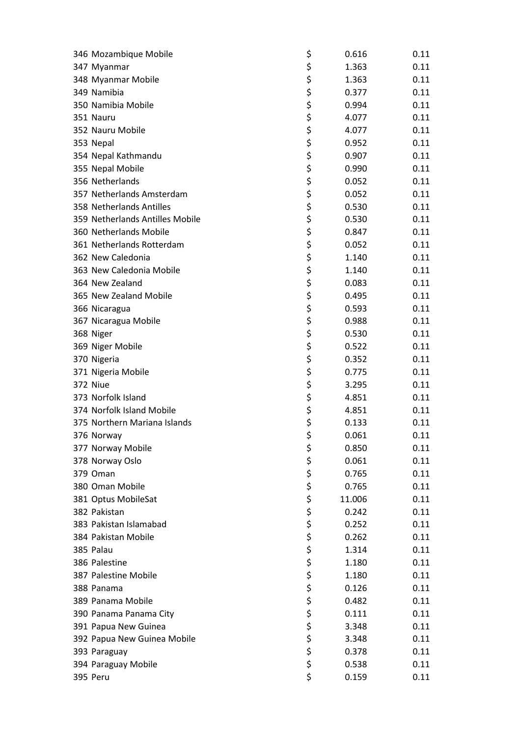| | | | | |
|---|---|---|---|---|
| 346 | Mozambique Mobile | $ | 0.616 | 0.11 |
| 347 | Myanmar | $ | 1.363 | 0.11 |
| 348 | Myanmar Mobile | $ | 1.363 | 0.11 |
| 349 | Namibia | $ | 0.377 | 0.11 |
| 350 | Namibia Mobile | $ | 0.994 | 0.11 |
| 351 | Nauru | $ | 4.077 | 0.11 |
| 352 | Nauru Mobile | $ | 4.077 | 0.11 |
| 353 | Nepal | $ | 0.952 | 0.11 |
| 354 | Nepal Kathmandu | $ | 0.907 | 0.11 |
| 355 | Nepal Mobile | $ | 0.990 | 0.11 |
| 356 | Netherlands | $ | 0.052 | 0.11 |
| 357 | Netherlands Amsterdam | $ | 0.052 | 0.11 |
| 358 | Netherlands Antilles | $ | 0.530 | 0.11 |
| 359 | Netherlands Antilles Mobile | $ | 0.530 | 0.11 |
| 360 | Netherlands Mobile | $ | 0.847 | 0.11 |
| 361 | Netherlands Rotterdam | $ | 0.052 | 0.11 |
| 362 | New Caledonia | $ | 1.140 | 0.11 |
| 363 | New Caledonia Mobile | $ | 1.140 | 0.11 |
| 364 | New Zealand | $ | 0.083 | 0.11 |
| 365 | New Zealand Mobile | $ | 0.495 | 0.11 |
| 366 | Nicaragua | $ | 0.593 | 0.11 |
| 367 | Nicaragua Mobile | $ | 0.988 | 0.11 |
| 368 | Niger | $ | 0.530 | 0.11 |
| 369 | Niger Mobile | $ | 0.522 | 0.11 |
| 370 | Nigeria | $ | 0.352 | 0.11 |
| 371 | Nigeria Mobile | $ | 0.775 | 0.11 |
| 372 | Niue | $ | 3.295 | 0.11 |
| 373 | Norfolk Island | $ | 4.851 | 0.11 |
| 374 | Norfolk Island Mobile | $ | 4.851 | 0.11 |
| 375 | Northern Mariana Islands | $ | 0.133 | 0.11 |
| 376 | Norway | $ | 0.061 | 0.11 |
| 377 | Norway Mobile | $ | 0.850 | 0.11 |
| 378 | Norway Oslo | $ | 0.061 | 0.11 |
| 379 | Oman | $ | 0.765 | 0.11 |
| 380 | Oman Mobile | $ | 0.765 | 0.11 |
| 381 | Optus MobileSat | $ | 11.006 | 0.11 |
| 382 | Pakistan | $ | 0.242 | 0.11 |
| 383 | Pakistan Islamabad | $ | 0.252 | 0.11 |
| 384 | Pakistan Mobile | $ | 0.262 | 0.11 |
| 385 | Palau | $ | 1.314 | 0.11 |
| 386 | Palestine | $ | 1.180 | 0.11 |
| 387 | Palestine Mobile | $ | 1.180 | 0.11 |
| 388 | Panama | $ | 0.126 | 0.11 |
| 389 | Panama Mobile | $ | 0.482 | 0.11 |
| 390 | Panama Panama City | $ | 0.111 | 0.11 |
| 391 | Papua New Guinea | $ | 3.348 | 0.11 |
| 392 | Papua New Guinea Mobile | $ | 3.348 | 0.11 |
| 393 | Paraguay | $ | 0.378 | 0.11 |
| 394 | Paraguay Mobile | $ | 0.538 | 0.11 |
| 395 | Peru | $ | 0.159 | 0.11 |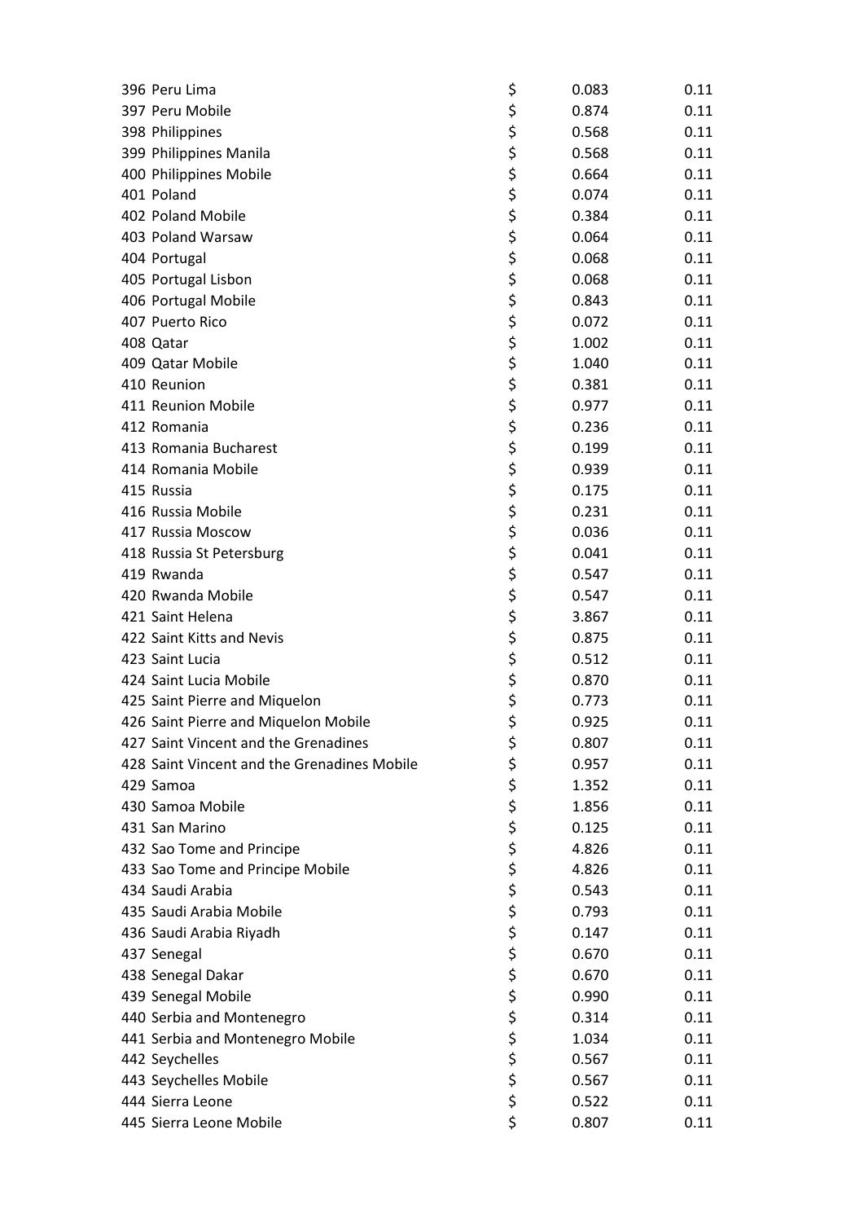| | | | |
|---|---|---|---|
| 396 Peru Lima | $ | 0.083 | 0.11 |
| 397 Peru Mobile | $ | 0.874 | 0.11 |
| 398 Philippines | $ | 0.568 | 0.11 |
| 399 Philippines Manila | $ | 0.568 | 0.11 |
| 400 Philippines Mobile | $ | 0.664 | 0.11 |
| 401 Poland | $ | 0.074 | 0.11 |
| 402 Poland Mobile | $ | 0.384 | 0.11 |
| 403 Poland Warsaw | $ | 0.064 | 0.11 |
| 404 Portugal | $ | 0.068 | 0.11 |
| 405 Portugal Lisbon | $ | 0.068 | 0.11 |
| 406 Portugal Mobile | $ | 0.843 | 0.11 |
| 407 Puerto Rico | $ | 0.072 | 0.11 |
| 408 Qatar | $ | 1.002 | 0.11 |
| 409 Qatar Mobile | $ | 1.040 | 0.11 |
| 410 Reunion | $ | 0.381 | 0.11 |
| 411 Reunion Mobile | $ | 0.977 | 0.11 |
| 412 Romania | $ | 0.236 | 0.11 |
| 413 Romania Bucharest | $ | 0.199 | 0.11 |
| 414 Romania Mobile | $ | 0.939 | 0.11 |
| 415 Russia | $ | 0.175 | 0.11 |
| 416 Russia Mobile | $ | 0.231 | 0.11 |
| 417 Russia Moscow | $ | 0.036 | 0.11 |
| 418 Russia St Petersburg | $ | 0.041 | 0.11 |
| 419 Rwanda | $ | 0.547 | 0.11 |
| 420 Rwanda Mobile | $ | 0.547 | 0.11 |
| 421 Saint Helena | $ | 3.867 | 0.11 |
| 422 Saint Kitts and Nevis | $ | 0.875 | 0.11 |
| 423 Saint Lucia | $ | 0.512 | 0.11 |
| 424 Saint Lucia Mobile | $ | 0.870 | 0.11 |
| 425 Saint Pierre and Miquelon | $ | 0.773 | 0.11 |
| 426 Saint Pierre and Miquelon Mobile | $ | 0.925 | 0.11 |
| 427 Saint Vincent and the Grenadines | $ | 0.807 | 0.11 |
| 428 Saint Vincent and the Grenadines Mobile | $ | 0.957 | 0.11 |
| 429 Samoa | $ | 1.352 | 0.11 |
| 430 Samoa Mobile | $ | 1.856 | 0.11 |
| 431 San Marino | $ | 0.125 | 0.11 |
| 432 Sao Tome and Principe | $ | 4.826 | 0.11 |
| 433 Sao Tome and Principe Mobile | $ | 4.826 | 0.11 |
| 434 Saudi Arabia | $ | 0.543 | 0.11 |
| 435 Saudi Arabia Mobile | $ | 0.793 | 0.11 |
| 436 Saudi Arabia Riyadh | $ | 0.147 | 0.11 |
| 437 Senegal | $ | 0.670 | 0.11 |
| 438 Senegal Dakar | $ | 0.670 | 0.11 |
| 439 Senegal Mobile | $ | 0.990 | 0.11 |
| 440 Serbia and Montenegro | $ | 0.314 | 0.11 |
| 441 Serbia and Montenegro Mobile | $ | 1.034 | 0.11 |
| 442 Seychelles | $ | 0.567 | 0.11 |
| 443 Seychelles Mobile | $ | 0.567 | 0.11 |
| 444 Sierra Leone | $ | 0.522 | 0.11 |
| 445 Sierra Leone Mobile | $ | 0.807 | 0.11 |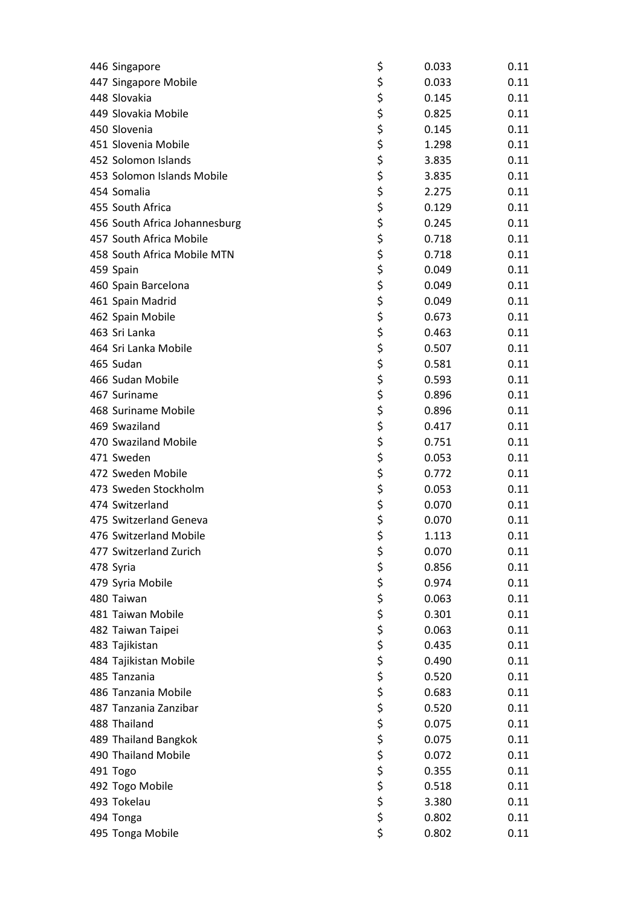| | | | |
|---|---|---|---|
| 446 Singapore | $ | 0.033 | 0.11 |
| 447 Singapore Mobile | $ | 0.033 | 0.11 |
| 448 Slovakia | $ | 0.145 | 0.11 |
| 449 Slovakia Mobile | $ | 0.825 | 0.11 |
| 450 Slovenia | $ | 0.145 | 0.11 |
| 451 Slovenia Mobile | $ | 1.298 | 0.11 |
| 452 Solomon Islands | $ | 3.835 | 0.11 |
| 453 Solomon Islands Mobile | $ | 3.835 | 0.11 |
| 454 Somalia | $ | 2.275 | 0.11 |
| 455 South Africa | $ | 0.129 | 0.11 |
| 456 South Africa Johannesburg | $ | 0.245 | 0.11 |
| 457 South Africa Mobile | $ | 0.718 | 0.11 |
| 458 South Africa Mobile MTN | $ | 0.718 | 0.11 |
| 459 Spain | $ | 0.049 | 0.11 |
| 460 Spain Barcelona | $ | 0.049 | 0.11 |
| 461 Spain Madrid | $ | 0.049 | 0.11 |
| 462 Spain Mobile | $ | 0.673 | 0.11 |
| 463 Sri Lanka | $ | 0.463 | 0.11 |
| 464 Sri Lanka Mobile | $ | 0.507 | 0.11 |
| 465 Sudan | $ | 0.581 | 0.11 |
| 466 Sudan Mobile | $ | 0.593 | 0.11 |
| 467 Suriname | $ | 0.896 | 0.11 |
| 468 Suriname Mobile | $ | 0.896 | 0.11 |
| 469 Swaziland | $ | 0.417 | 0.11 |
| 470 Swaziland Mobile | $ | 0.751 | 0.11 |
| 471 Sweden | $ | 0.053 | 0.11 |
| 472 Sweden Mobile | $ | 0.772 | 0.11 |
| 473 Sweden Stockholm | $ | 0.053 | 0.11 |
| 474 Switzerland | $ | 0.070 | 0.11 |
| 475 Switzerland Geneva | $ | 0.070 | 0.11 |
| 476 Switzerland Mobile | $ | 1.113 | 0.11 |
| 477 Switzerland Zurich | $ | 0.070 | 0.11 |
| 478 Syria | $ | 0.856 | 0.11 |
| 479 Syria Mobile | $ | 0.974 | 0.11 |
| 480 Taiwan | $ | 0.063 | 0.11 |
| 481 Taiwan Mobile | $ | 0.301 | 0.11 |
| 482 Taiwan Taipei | $ | 0.063 | 0.11 |
| 483 Tajikistan | $ | 0.435 | 0.11 |
| 484 Tajikistan Mobile | $ | 0.490 | 0.11 |
| 485 Tanzania | $ | 0.520 | 0.11 |
| 486 Tanzania Mobile | $ | 0.683 | 0.11 |
| 487 Tanzania Zanzibar | $ | 0.520 | 0.11 |
| 488 Thailand | $ | 0.075 | 0.11 |
| 489 Thailand Bangkok | $ | 0.075 | 0.11 |
| 490 Thailand Mobile | $ | 0.072 | 0.11 |
| 491 Togo | $ | 0.355 | 0.11 |
| 492 Togo Mobile | $ | 0.518 | 0.11 |
| 493 Tokelau | $ | 3.380 | 0.11 |
| 494 Tonga | $ | 0.802 | 0.11 |
| 495 Tonga Mobile | $ | 0.802 | 0.11 |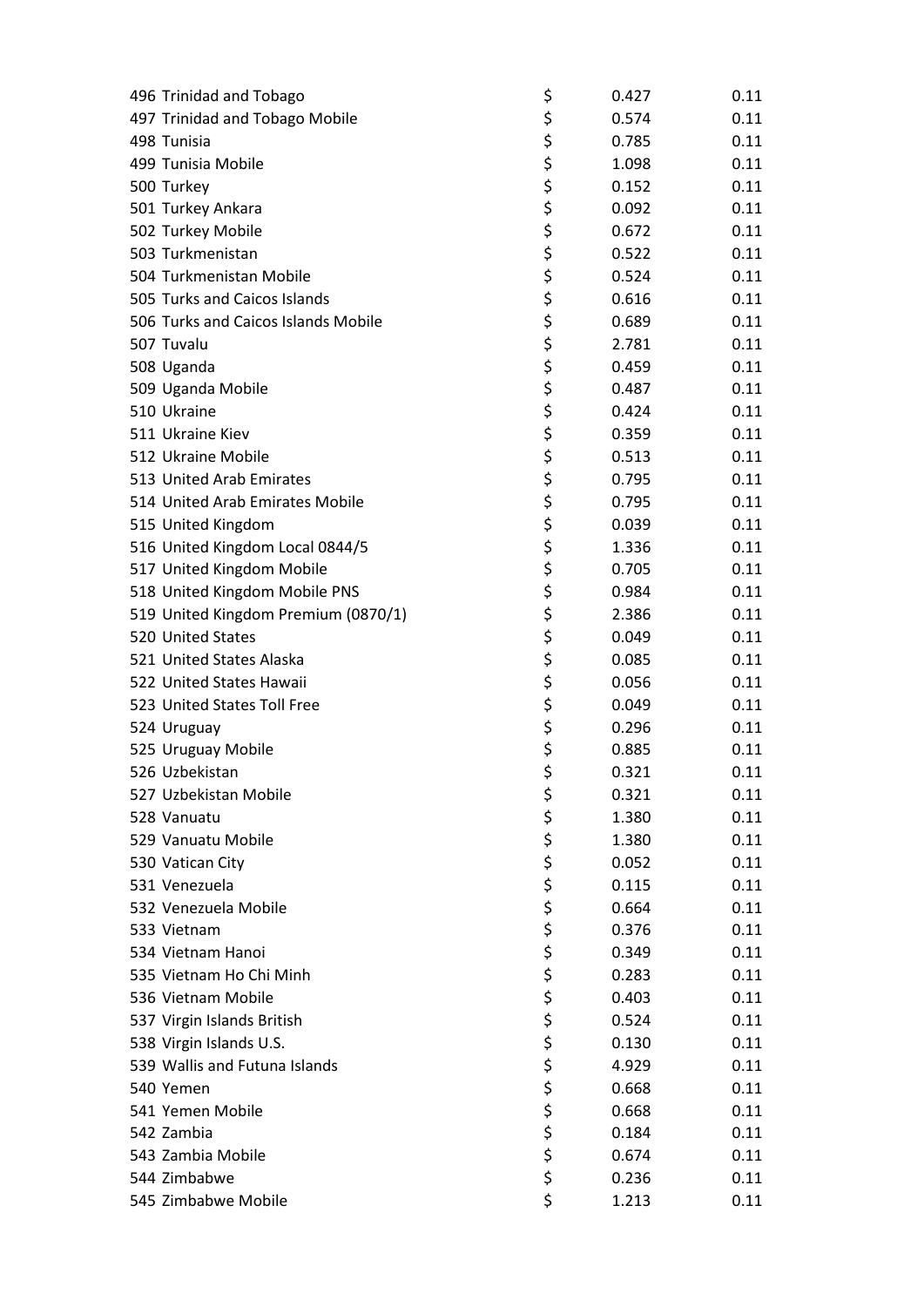| | | | | |
|---|---|---|---|---|
| 496 | Trinidad and Tobago | $ | 0.427 | 0.11 |
| 497 | Trinidad and Tobago Mobile | $ | 0.574 | 0.11 |
| 498 | Tunisia | $ | 0.785 | 0.11 |
| 499 | Tunisia Mobile | $ | 1.098 | 0.11 |
| 500 | Turkey | $ | 0.152 | 0.11 |
| 501 | Turkey Ankara | $ | 0.092 | 0.11 |
| 502 | Turkey Mobile | $ | 0.672 | 0.11 |
| 503 | Turkmenistan | $ | 0.522 | 0.11 |
| 504 | Turkmenistan Mobile | $ | 0.524 | 0.11 |
| 505 | Turks and Caicos Islands | $ | 0.616 | 0.11 |
| 506 | Turks and Caicos Islands Mobile | $ | 0.689 | 0.11 |
| 507 | Tuvalu | $ | 2.781 | 0.11 |
| 508 | Uganda | $ | 0.459 | 0.11 |
| 509 | Uganda Mobile | $ | 0.487 | 0.11 |
| 510 | Ukraine | $ | 0.424 | 0.11 |
| 511 | Ukraine Kiev | $ | 0.359 | 0.11 |
| 512 | Ukraine Mobile | $ | 0.513 | 0.11 |
| 513 | United Arab Emirates | $ | 0.795 | 0.11 |
| 514 | United Arab Emirates Mobile | $ | 0.795 | 0.11 |
| 515 | United Kingdom | $ | 0.039 | 0.11 |
| 516 | United Kingdom Local 0844/5 | $ | 1.336 | 0.11 |
| 517 | United Kingdom Mobile | $ | 0.705 | 0.11 |
| 518 | United Kingdom Mobile PNS | $ | 0.984 | 0.11 |
| 519 | United Kingdom Premium (0870/1) | $ | 2.386 | 0.11 |
| 520 | United States | $ | 0.049 | 0.11 |
| 521 | United States Alaska | $ | 0.085 | 0.11 |
| 522 | United States Hawaii | $ | 0.056 | 0.11 |
| 523 | United States Toll Free | $ | 0.049 | 0.11 |
| 524 | Uruguay | $ | 0.296 | 0.11 |
| 525 | Uruguay Mobile | $ | 0.885 | 0.11 |
| 526 | Uzbekistan | $ | 0.321 | 0.11 |
| 527 | Uzbekistan Mobile | $ | 0.321 | 0.11 |
| 528 | Vanuatu | $ | 1.380 | 0.11 |
| 529 | Vanuatu Mobile | $ | 1.380 | 0.11 |
| 530 | Vatican City | $ | 0.052 | 0.11 |
| 531 | Venezuela | $ | 0.115 | 0.11 |
| 532 | Venezuela Mobile | $ | 0.664 | 0.11 |
| 533 | Vietnam | $ | 0.376 | 0.11 |
| 534 | Vietnam Hanoi | $ | 0.349 | 0.11 |
| 535 | Vietnam Ho Chi Minh | $ | 0.283 | 0.11 |
| 536 | Vietnam Mobile | $ | 0.403 | 0.11 |
| 537 | Virgin Islands British | $ | 0.524 | 0.11 |
| 538 | Virgin Islands U.S. | $ | 0.130 | 0.11 |
| 539 | Wallis and Futuna Islands | $ | 4.929 | 0.11 |
| 540 | Yemen | $ | 0.668 | 0.11 |
| 541 | Yemen Mobile | $ | 0.668 | 0.11 |
| 542 | Zambia | $ | 0.184 | 0.11 |
| 543 | Zambia Mobile | $ | 0.674 | 0.11 |
| 544 | Zimbabwe | $ | 0.236 | 0.11 |
| 545 | Zimbabwe Mobile | $ | 1.213 | 0.11 |